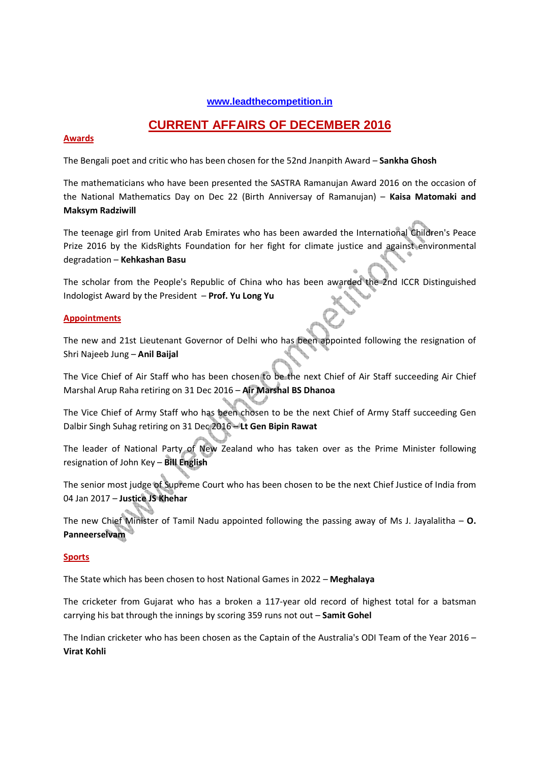www.leadthecompetition.in

# CURRENT AFFAIRS OF DECEMBER 2016

## Awards

The Bengali poet and critic who has been chosen for the 52nd Jnanpith Award – **Sankha Ghosh**

The mathematicians who have been presented the SASTRA Ramanujan Award 2016 on the occasion of the National Mathematics Day on Dec 22 (Birth Anniversay of Ramanujan) – **Kaisa Matomaki and Maksym Radziwill**

The teenage girl from United Arab Emirates who has been awarded the International Children's Peace Prize 2016 by the KidsRights Foundation for her fight for climate justice and against environmental degradation – **Kehkashan Basu**

The scholar from the People's Republic of China who has been awarded the 2nd ICCR Distinguished Indologist Award by the President – **Prof. Yu Long Yu**

## Appointments

The new and 21st Lieutenant Governor of Delhi who has been appointed following the resignation of Shri Najeeb Jung – **Anil Baijal**

The Vice Chief of Air Staff who has been chosen to be the next Chief of Air Staff succeeding Air Chief Marshal Arup Raha retiring on 31 Dec 2016 – **Air Marshal BS Dhanoa**

The Vice Chief of Army Staff who has been chosen to be the next Chief of Army Staff succeeding Gen Dalbir Singh Suhag retiring on 31 Dec 2016 – **Lt Gen Bipin Rawat**

The leader of National Party of New Zealand who has taken over as the Prime Minister following resignation of John Key – **Bill English**

The senior most judge of Supreme Court who has been chosen to be the next Chief Justice of India from 04 Jan 2017 – **Justice JS Khehar**

The new Chief Minister of Tamil Nadu appointed following the passing away of Ms J. Jayalalitha – **O. Panneerselvam**

## Sports

The State which has been chosen to host National Games in 2022 – **Meghalaya**

The cricketer from Gujarat who has a broken a 117-year old record of highest total for a batsman carrying his bat through the innings by scoring 359 runs not out – **Samit Gohel**

The Indian cricketer who has been chosen as the Captain of the Australia's ODI Team of the Year 2016 – **Virat Kohli**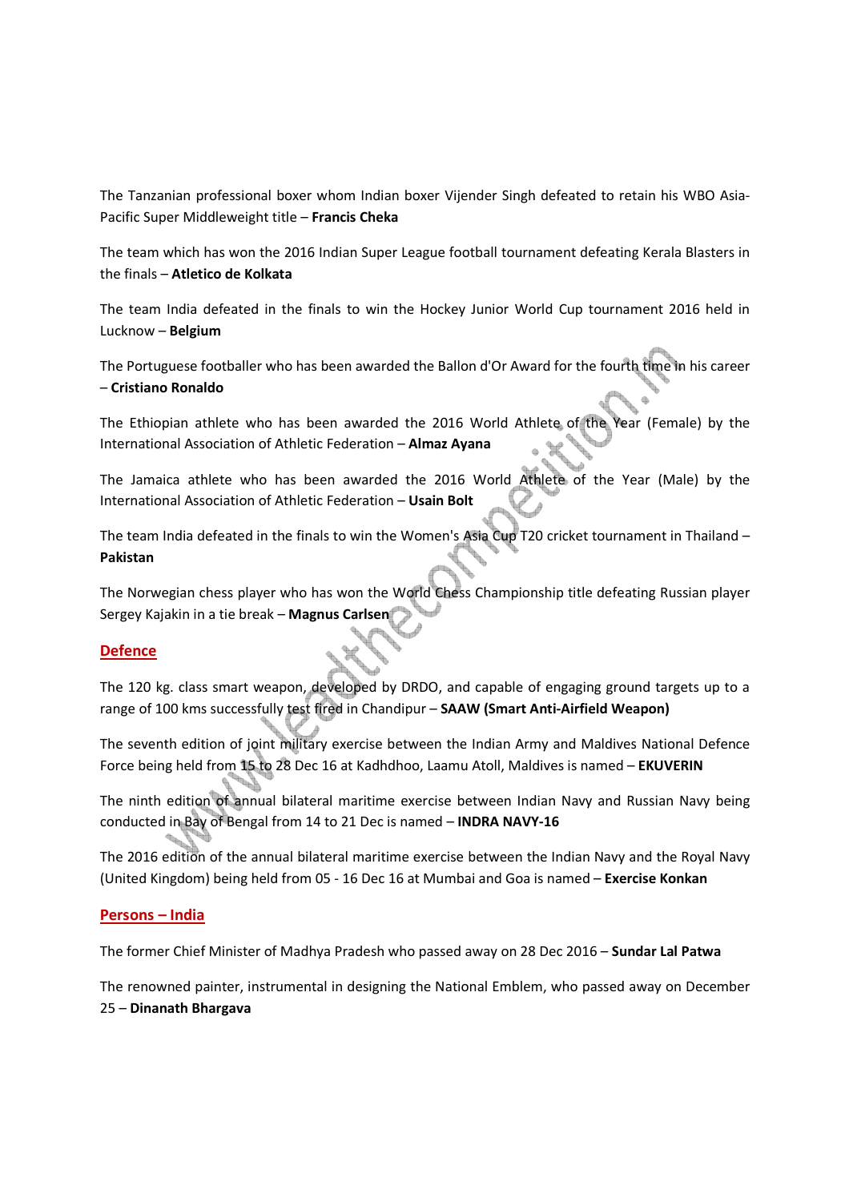The Tanzanian professional boxer whom Indian boxer Vijender Singh defeated to retain his WBO Asia-Pacific Super Middleweight title – **Francis Cheka**

The team which has won the 2016 Indian Super League football tournament defeating Kerala Blasters in the finals – **Atletico de Kolkata**

The team India defeated in the finals to win the Hockey Junior World Cup tournament 2016 held in Lucknow – **Belgium**

The Portuguese footballer who has been awarded the Ballon d'Or Award for the fourth time in his career – **Cristiano Ronaldo**

The Ethiopian athlete who has been awarded the 2016 World Athlete of the Year (Female) by the International Association of Athletic Federation – **Almaz Ayana**

The Jamaica athlete who has been awarded the 2016 World Athlete of the Year (Male) by the International Association of Athletic Federation – **Usain Bolt**

The team India defeated in the finals to win the Women's Asia Cup T20 cricket tournament in Thailand – **Pakistan**

The Norwegian chess player who has won the World Chess Championship title defeating Russian player Sergey Kajakin in a tie break – **Magnus Carlsen**

## Defence

The 120 kg. class smart weapon, developed by DRDO, and capable of engaging ground targets up to a range of 100 kms successfully test fired in Chandipur – **SAAW (Smart Anti-Airfield Weapon)**

The seventh edition of joint military exercise between the Indian Army and Maldives National Defence Force being held from 15 to 28 Dec 16 at Kadhdhoo, Laamu Atoll, Maldives is named – **EKUVERIN**

The ninth edition of annual bilateral maritime exercise between Indian Navy and Russian Navy being conducted in Bay of Bengal from 14 to 21 Dec is named – **INDRA NAVY-16**

The 2016 edition of the annual bilateral maritime exercise between the Indian Navy and the Royal Navy (United Kingdom) being held from 05 - 16 Dec 16 at Mumbai and Goa is named – **Exercise Konkan**

## Persons – India

The former Chief Minister of Madhya Pradesh who passed away on 28 Dec 2016 – **Sundar Lal Patwa**

The renowned painter, instrumental in designing the National Emblem, who passed away on December 25 – **Dinanath Bhargava**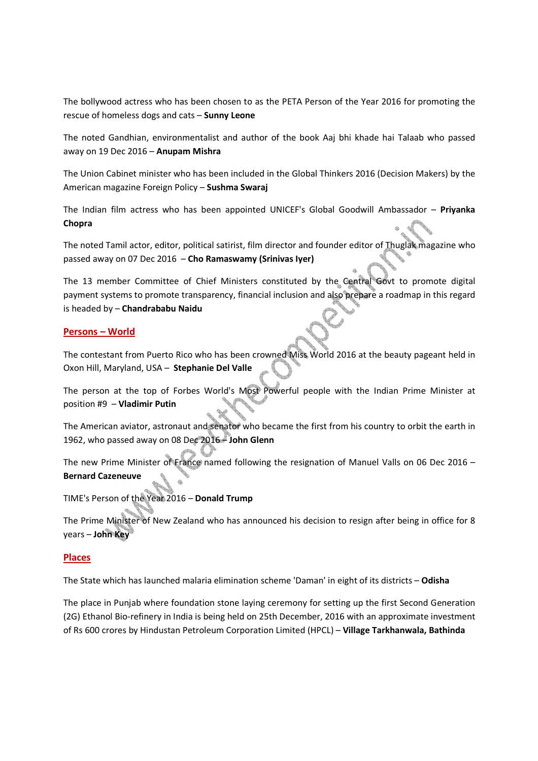The bollywood actress who has been chosen to as the PETA Person of the Year 2016 for promoting the rescue of homeless dogs and cats – **Sunny Leone**

The noted Gandhian, environmentalist and author of the book Aaj bhi khade hai Talaab who passed away on 19 Dec 2016 – **Anupam Mishra**

The Union Cabinet minister who has been included in the Global Thinkers 2016 (Decision Makers) by the American magazine Foreign Policy – **Sushma Swaraj**

The Indian film actress who has been appointed UNICEF's Global Goodwill Ambassador – **Priyanka Chopra**

The noted Tamil actor, editor, political satirist, film director and founder editor of Thuglak magazine who passed away on 07 Dec 2016 – **Cho Ramaswamy (Srinivas Iyer)**

The 13 member Committee of Chief Ministers constituted by the Central Govt to promote digital payment systems to promote transparency, financial inclusion and also prepare a roadmap in this regard is headed by – **Chandrababu Naidu**

## Persons – World

The contestant from Puerto Rico who has been crowned Miss World 2016 at the beauty pageant held in Oxon Hill, Maryland, USA – **Stephanie Del Valle**

The person at the top of Forbes World's Most Powerful people with the Indian Prime Minister at position #9 – **Vladimir Putin**

The American aviator, astronaut and senator who became the first from his country to orbit the earth in 1962, who passed away on 08 Dec 2016 – **John Glenn**

The new Prime Minister of France named following the resignation of Manuel Valls on 06 Dec 2016 – **Bernard Cazeneuve**

TIME's Person of the Year 2016 – **Donald Trump**

The Prime Minister of New Zealand who has announced his decision to resign after being in office for 8 years – **John Key**

## Places

The State which has launched malaria elimination scheme 'Daman' in eight of its districts – **Odisha**

The place in Punjab where foundation stone laying ceremony for setting up the first Second Generation (2G) Ethanol Bio-refinery in India is being held on 25th December, 2016 with an approximate investment of Rs 600 crores by Hindustan Petroleum Corporation Limited (HPCL) – **Village Tarkhanwala, Bathinda**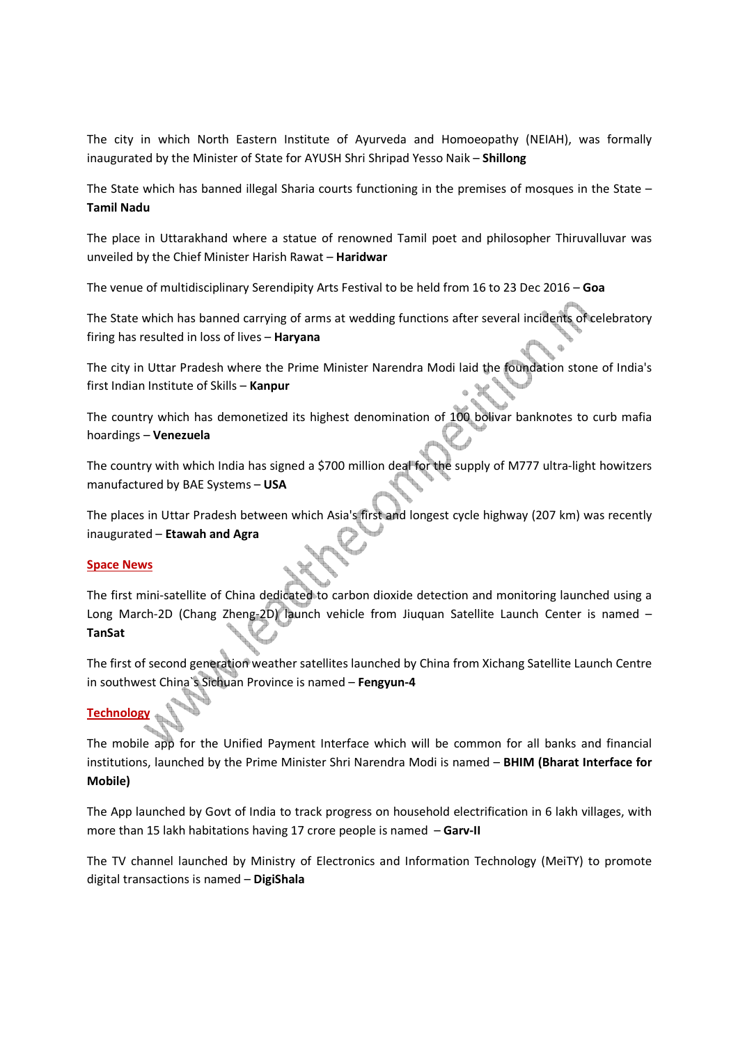The city in which North Eastern Institute of Ayurveda and Homoeopathy (NEIAH), was formally inaugurated by the Minister of State for AYUSH Shri Shripad Yesso Naik – **Shillong**

The State which has banned illegal Sharia courts functioning in the premises of mosques in the State – **Tamil Nadu**

The place in Uttarakhand where a statue of renowned Tamil poet and philosopher Thiruvalluvar was unveiled by the Chief Minister Harish Rawat – **Haridwar**

The venue of multidisciplinary Serendipity Arts Festival to be held from 16 to 23 Dec 2016 – **Goa**

The State which has banned carrying of arms at wedding functions after several incidents of celebratory firing has resulted in loss of lives – **Haryana**

The city in Uttar Pradesh where the Prime Minister Narendra Modi laid the foundation stone of India's first Indian Institute of Skills – **Kanpur**

The country which has demonetized its highest denomination of 100 bolivar banknotes to curb mafia hoardings – **Venezuela**

The country with which India has signed a $700 million deal for the supply of M777 ultra-light howitzers manufactured by BAE Systems – **USA**

The places in Uttar Pradesh between which Asia's first and longest cycle highway (207 km) was recently inaugurated – **Etawah and Agra**

## Space News

The first mini-satellite of China dedicated to carbon dioxide detection and monitoring launched using a Long March-2D (Chang Zheng-2D) launch vehicle from Jiuquan Satellite Launch Center is named – **TanSat**

The first of second generation weather satellites launched by China from Xichang Satellite Launch Centre in southwest China`s Sichuan Province is named – **Fengyun-4**

## Technology

The mobile app for the Unified Payment Interface which will be common for all banks and financial institutions, launched by the Prime Minister Shri Narendra Modi is named – **BHIM (Bharat Interface for Mobile)**

The App launched by Govt of India to track progress on household electrification in 6 lakh villages, with more than 15 lakh habitations having 17 crore people is named – **Garv-II**

The TV channel launched by Ministry of Electronics and Information Technology (MeiTY) to promote digital transactions is named – **DigiShala**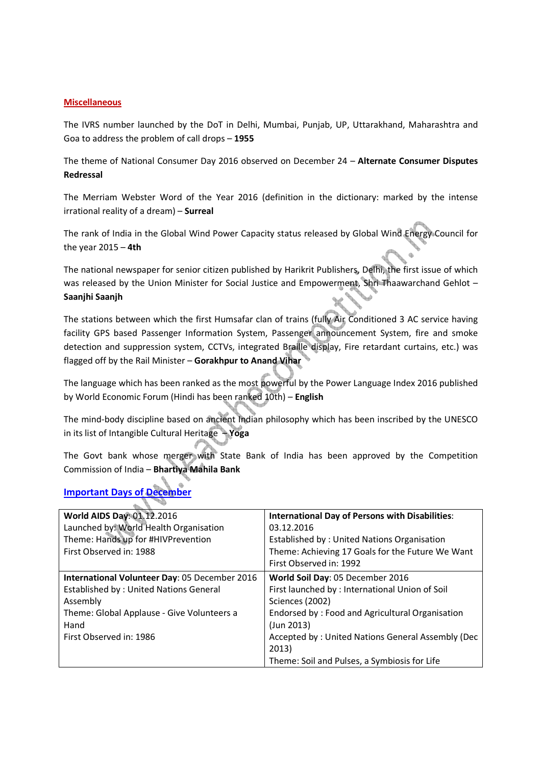## Miscellaneous

The IVRS number launched by the DoT in Delhi, Mumbai, Punjab, UP, Uttarakhand, Maharashtra and Goa to address the problem of call drops – **1955**

The theme of National Consumer Day 2016 observed on December 24 – **Alternate Consumer Disputes Redressal**

The Merriam Webster Word of the Year 2016 (definition in the dictionary: marked by the intense irrational reality of a dream) – **Surreal**

The rank of India in the Global Wind Power Capacity status released by Global Wind Energy Council for the year 2015 – **4th**

The national newspaper for senior citizen published by Harikrit Publishers, Delhi, the first issue of which was released by the Union Minister for Social Justice and Empowerment, Shri Thaawarchand Gehlot – **Saanjhi Saanjh**

The stations between which the first Humsafar clan of trains (fully Air Conditioned 3 AC service having facility GPS based Passenger Information System, Passenger announcement System, fire and smoke detection and suppression system, CCTVs, integrated Braille display, Fire retardant curtains, etc.) was flagged off by the Rail Minister – **Gorakhpur to Anand Vihar**

The language which has been ranked as the most powerful by the Power Language Index 2016 published by World Economic Forum (Hindi has been ranked 10th) – **English**

The mind-body discipline based on ancient Indian philosophy which has been inscribed by the UNESCO in its list of Intangible Cultural Heritage – **Yoga**

The Govt bank whose merger with State Bank of India has been approved by the Competition Commission of India – **Bhartiya Mahila Bank**

## Important Days of December

| | |
|---|---|
| **World AIDS Day**: 01.12.2016<br>Launched by: World Health Organisation<br>Theme: Hands up for #HIVPrevention<br>First Observed in: 1988 | **International Day of Persons with Disabilities**: 03.12.2016<br>Established by : United Nations Organisation<br>Theme: Achieving 17 Goals for the Future We Want<br>First Observed in: 1992 |
| **International Volunteer Day**: 05 December 2016<br>Established by : United Nations General Assembly<br>Theme: Global Applause - Give Volunteers a Hand<br>First Observed in: 1986 | **World Soil Day**: 05 December 2016<br>First launched by : International Union of Soil Sciences (2002)<br>Endorsed by : Food and Agricultural Organisation (Jun 2013)<br>Accepted by : United Nations General Assembly (Dec 2013)<br>Theme: Soil and Pulses, a Symbiosis for Life |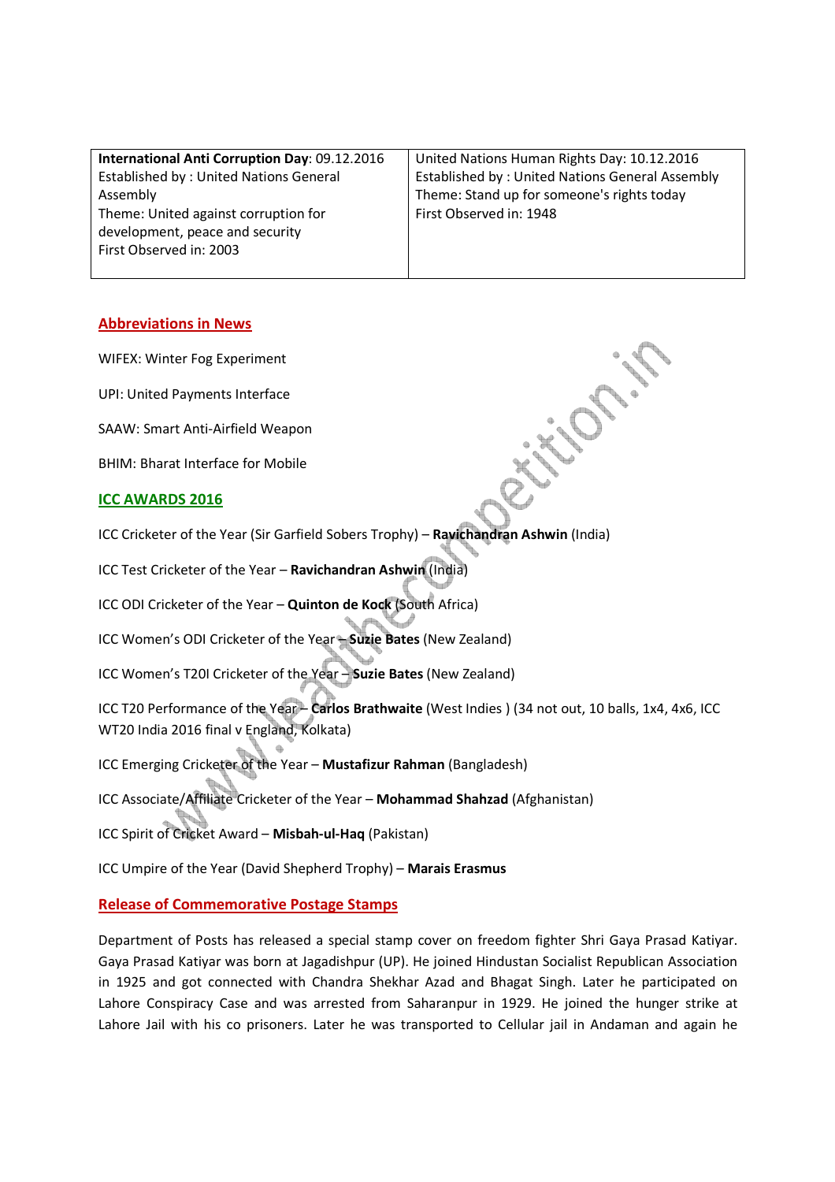| **International Anti Corruption Day**: 09.12.2016<br>Established by : United Nations General Assembly<br>Theme: United against corruption for development, peace and security<br>First Observed in: 2003 | United Nations Human Rights Day: 10.12.2016<br>Established by : United Nations General Assembly<br>Theme: Stand up for someone's rights today<br>First Observed in: 1948 |
|---|---|

## Abbreviations in News

WIFEX: Winter Fog Experiment

UPI: United Payments Interface

SAAW: Smart Anti-Airfield Weapon

BHIM: Bharat Interface for Mobile

## ICC AWARDS 2016

ICC Cricketer of the Year (Sir Garfield Sobers Trophy) – **Ravichandran Ashwin** (India)

ICC Test Cricketer of the Year – **Ravichandran Ashwin** (India)

ICC ODI Cricketer of the Year – **Quinton de Kock** (South Africa)

ICC Women's ODI Cricketer of the Year – **Suzie Bates** (New Zealand)

ICC Women's T20I Cricketer of the Year – **Suzie Bates** (New Zealand)

ICC T20 Performance of the Year – **Carlos Brathwaite** (West Indies ) (34 not out, 10 balls, 1x4, 4x6, ICC WT20 India 2016 final v England, Kolkata)

ICC Emerging Cricketer of the Year – **Mustafizur Rahman** (Bangladesh)

ICC Associate/Affiliate Cricketer of the Year – **Mohammad Shahzad** (Afghanistan)

ICC Spirit of Cricket Award – **Misbah-ul-Haq** (Pakistan)

ICC Umpire of the Year (David Shepherd Trophy) – **Marais Erasmus**

## Release of Commemorative Postage Stamps

Department of Posts has released a special stamp cover on freedom fighter Shri Gaya Prasad Katiyar. Gaya Prasad Katiyar was born at Jagadishpur (UP). He joined Hindustan Socialist Republican Association in 1925 and got connected with Chandra Shekhar Azad and Bhagat Singh. Later he participated on Lahore Conspiracy Case and was arrested from Saharanpur in 1929. He joined the hunger strike at Lahore Jail with his co prisoners. Later he was transported to Cellular jail in Andaman and again he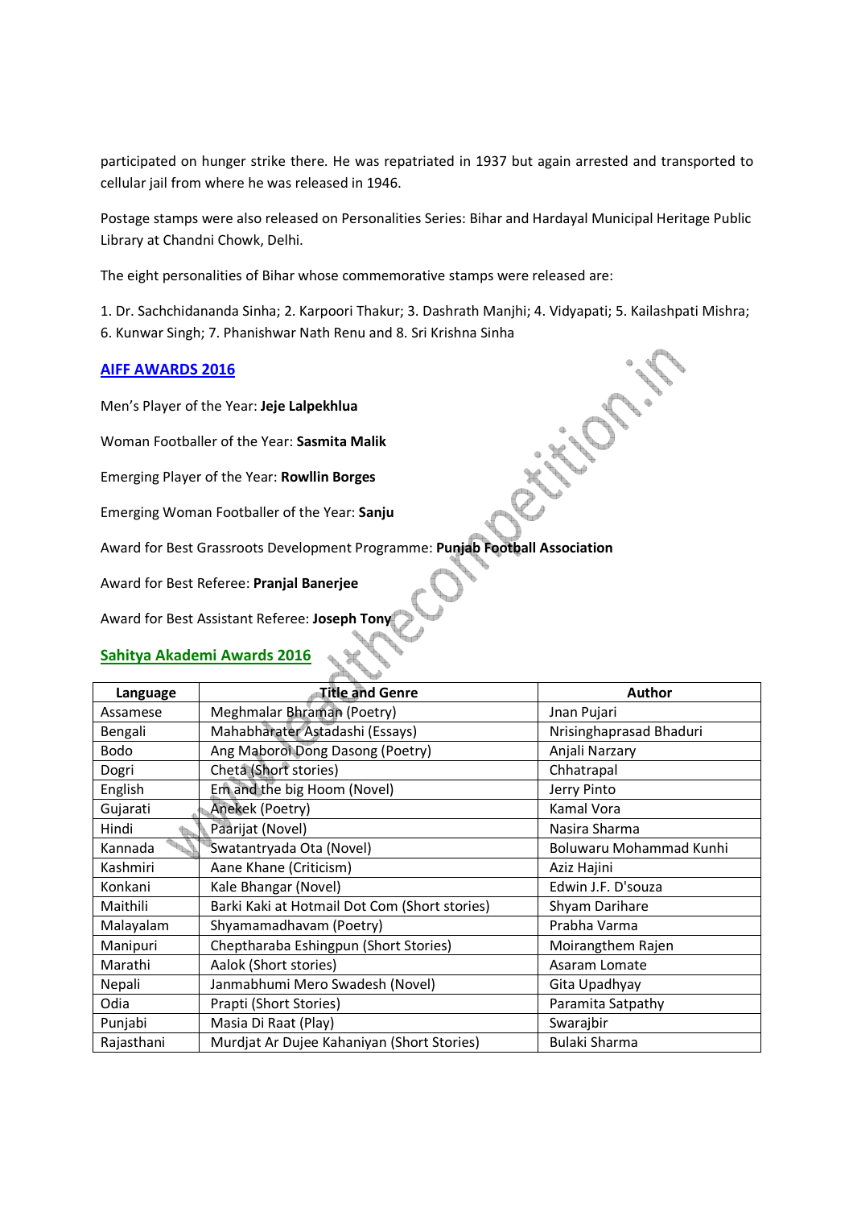participated on hunger strike there. He was repatriated in 1937 but again arrested and transported to cellular jail from where he was released in 1946.

Postage stamps were also released on Personalities Series: Bihar and Hardayal Municipal Heritage Public Library at Chandni Chowk, Delhi.

The eight personalities of Bihar whose commemorative stamps were released are:

1. Dr. Sachchidananda Sinha; 2. Karpoori Thakur; 3. Dashrath Manjhi; 4. Vidyapati; 5. Kailashpati Mishra; 6. Kunwar Singh; 7. Phanishwar Nath Renu and 8. Sri Krishna Sinha

## AIFF AWARDS 2016

Men's Player of the Year: **Jeje Lalpekhlua**

Woman Footballer of the Year: **Sasmita Malik**

Emerging Player of the Year: **Rowllin Borges**

Emerging Woman Footballer of the Year: **Sanju**

Award for Best Grassroots Development Programme: **Punjab Football Association**

Award for Best Referee: **Pranjal Banerjee**

Award for Best Assistant Referee: **Joseph Tony**

## Sahitya Akademi Awards 2016

| Language | Title and Genre | Author |
|---|---|---|
| Assamese | Meghmalar Bhraman (Poetry) | Jnan Pujari |
| Bengali | Mahabharater Astadashi (Essays) | Nrisinghaprasad Bhaduri |
| Bodo | Ang Maboroi Dong Dasong (Poetry) | Anjali Narzary |
| Dogri | Cheta (Short stories) | Chhatrapal |
| English | Em and the big Hoom (Novel) | Jerry Pinto |
| Gujarati | Anekek (Poetry) | Kamal Vora |
| Hindi | Paarijat (Novel) | Nasira Sharma |
| Kannada | Swatantryada Ota (Novel) | Boluwaru Mohammad Kunhi |
| Kashmiri | Aane Khane (Criticism) | Aziz Hajini |
| Konkani | Kale Bhangar (Novel) | Edwin J.F. D'souza |
| Maithili | Barki Kaki at Hotmail Dot Com (Short stories) | Shyam Darihare |
| Malayalam | Shyamamadhavam (Poetry) | Prabha Varma |
| Manipuri | Cheptharaba Eshingpun (Short Stories) | Moirangthem Rajen |
| Marathi | Aalok (Short stories) | Asaram Lomate |
| Nepali | Janmabhumi Mero Swadesh (Novel) | Gita Upadhyay |
| Odia | Prapti (Short Stories) | Paramita Satpathy |
| Punjabi | Masia Di Raat (Play) | Swarajbir |
| Rajasthani | Murdjat Ar Dujee Kahaniyan (Short Stories) | Bulaki Sharma |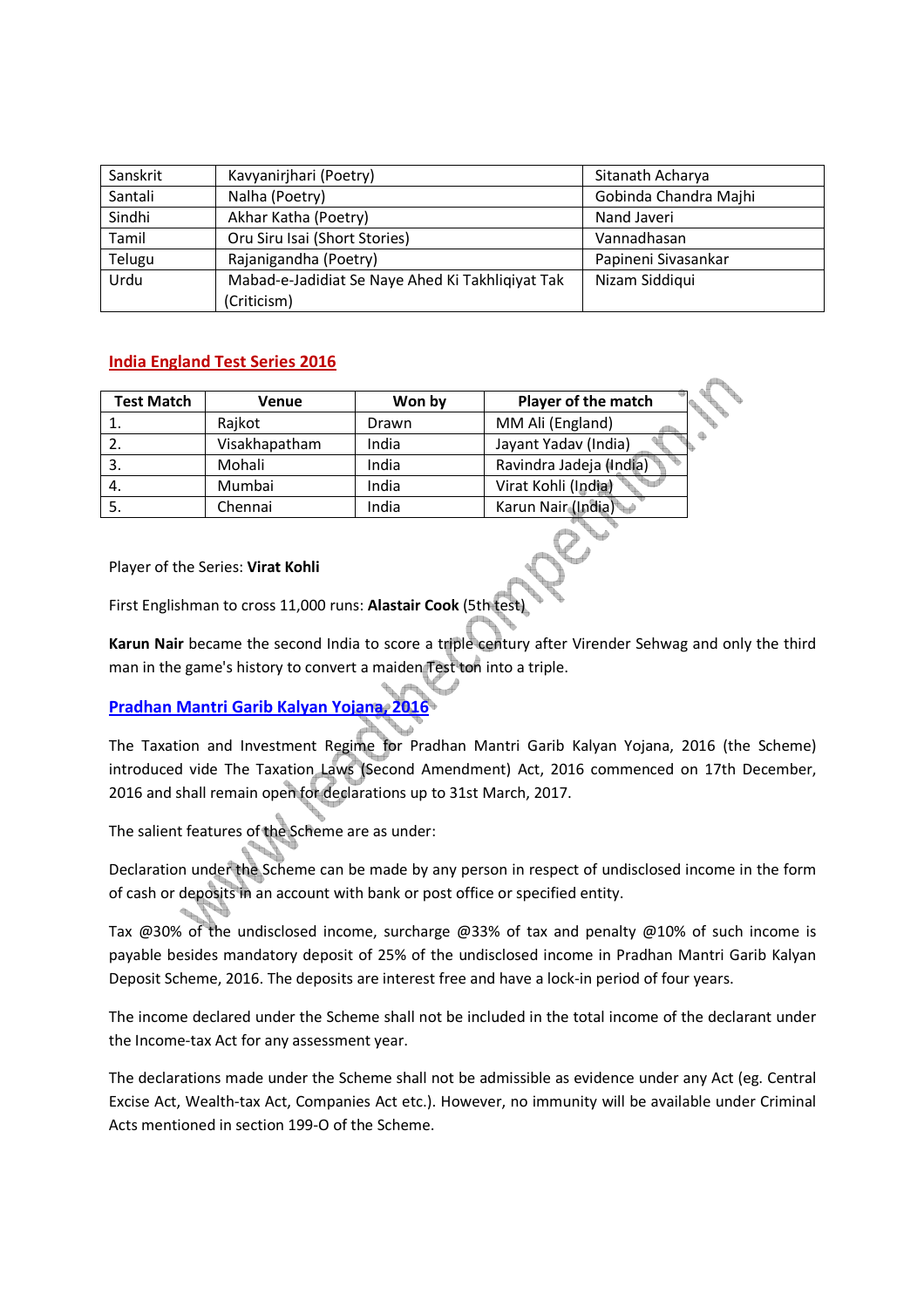| Sanskrit | Kavyanirjhari (Poetry) | Sitanath Acharya |
|---|---|---|
| Santali | Nalha (Poetry) | Gobinda Chandra Majhi |
| Sindhi | Akhar Katha (Poetry) | Nand Javeri |
| Tamil | Oru Siru Isai (Short Stories) | Vannadhasan |
| Telugu | Rajanigandha (Poetry) | Papineni Sivasankar |
| Urdu | Mabad-e-Jadidiat Se Naye Ahed Ki Takhliqiyat Tak (Criticism) | Nizam Siddiqui |

## India England Test Series 2016

| Test Match | Venue | Won by | Player of the match |
|---|---|---|---|
| 1. | Rajkot | Drawn | MM Ali (England) |
| 2. | Visakhapatham | India | Jayant Yadav (India) |
| 3. | Mohali | India | Ravindra Jadeja (India) |
| 4. | Mumbai | India | Virat Kohli (India) |
| 5. | Chennai | India | Karun Nair (India) |

Player of the Series: **Virat Kohli**

First Englishman to cross 11,000 runs: **Alastair Cook** (5th test)

**Karun Nair** became the second India to score a triple century after Virender Sehwag and only the third man in the game's history to convert a maiden Test ton into a triple.

## Pradhan Mantri Garib Kalyan Yojana, 2016

The Taxation and Investment Regime for Pradhan Mantri Garib Kalyan Yojana, 2016 (the Scheme) introduced vide The Taxation Laws (Second Amendment) Act, 2016 commenced on 17th December, 2016 and shall remain open for declarations up to 31st March, 2017.

The salient features of the Scheme are as under:

Declaration under the Scheme can be made by any person in respect of undisclosed income in the form of cash or deposits in an account with bank or post office or specified entity.

Tax @30% of the undisclosed income, surcharge @33% of tax and penalty @10% of such income is payable besides mandatory deposit of 25% of the undisclosed income in Pradhan Mantri Garib Kalyan Deposit Scheme, 2016. The deposits are interest free and have a lock-in period of four years.

The income declared under the Scheme shall not be included in the total income of the declarant under the Income-tax Act for any assessment year.

The declarations made under the Scheme shall not be admissible as evidence under any Act (eg. Central Excise Act, Wealth-tax Act, Companies Act etc.). However, no immunity will be available under Criminal Acts mentioned in section 199-O of the Scheme.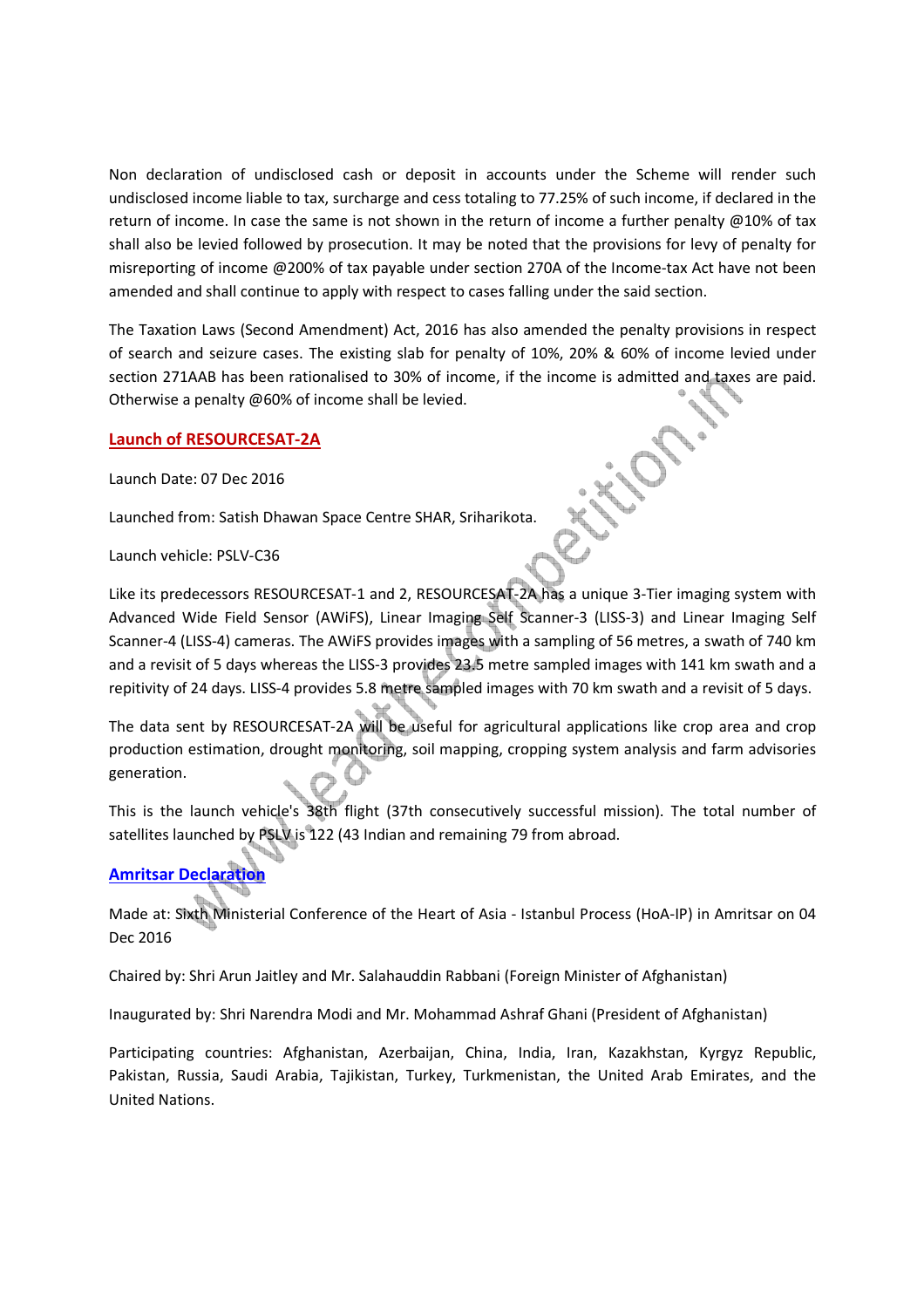Non declaration of undisclosed cash or deposit in accounts under the Scheme will render such undisclosed income liable to tax, surcharge and cess totaling to 77.25% of such income, if declared in the return of income. In case the same is not shown in the return of income a further penalty @10% of tax shall also be levied followed by prosecution. It may be noted that the provisions for levy of penalty for misreporting of income @200% of tax payable under section 270A of the Income-tax Act have not been amended and shall continue to apply with respect to cases falling under the said section.

The Taxation Laws (Second Amendment) Act, 2016 has also amended the penalty provisions in respect of search and seizure cases. The existing slab for penalty of 10%, 20% & 60% of income levied under section 271AAB has been rationalised to 30% of income, if the income is admitted and taxes are paid. Otherwise a penalty @60% of income shall be levied.

## Launch of RESOURCESAT-2A

Launch Date: 07 Dec 2016

Launched from: Satish Dhawan Space Centre SHAR, Sriharikota.

Launch vehicle: PSLV-C36

Like its predecessors RESOURCESAT-1 and 2, RESOURCESAT-2A has a unique 3-Tier imaging system with Advanced Wide Field Sensor (AWiFS), Linear Imaging Self Scanner-3 (LISS-3) and Linear Imaging Self Scanner-4 (LISS-4) cameras. The AWiFS provides images with a sampling of 56 metres, a swath of 740 km and a revisit of 5 days whereas the LISS-3 provides 23.5 metre sampled images with 141 km swath and a repitivity of 24 days. LISS-4 provides 5.8 metre sampled images with 70 km swath and a revisit of 5 days.

The data sent by RESOURCESAT-2A will be useful for agricultural applications like crop area and crop production estimation, drought monitoring, soil mapping, cropping system analysis and farm advisories generation.

This is the launch vehicle's 38th flight (37th consecutively successful mission). The total number of satellites launched by PSLV is 122 (43 Indian and remaining 79 from abroad.

## Amritsar Declaration

Made at: Sixth Ministerial Conference of the Heart of Asia - Istanbul Process (HoA-IP) in Amritsar on 04 Dec 2016

Chaired by: Shri Arun Jaitley and Mr. Salahauddin Rabbani (Foreign Minister of Afghanistan)

Inaugurated by: Shri Narendra Modi and Mr. Mohammad Ashraf Ghani (President of Afghanistan)

Participating countries: Afghanistan, Azerbaijan, China, India, Iran, Kazakhstan, Kyrgyz Republic, Pakistan, Russia, Saudi Arabia, Tajikistan, Turkey, Turkmenistan, the United Arab Emirates, and the United Nations.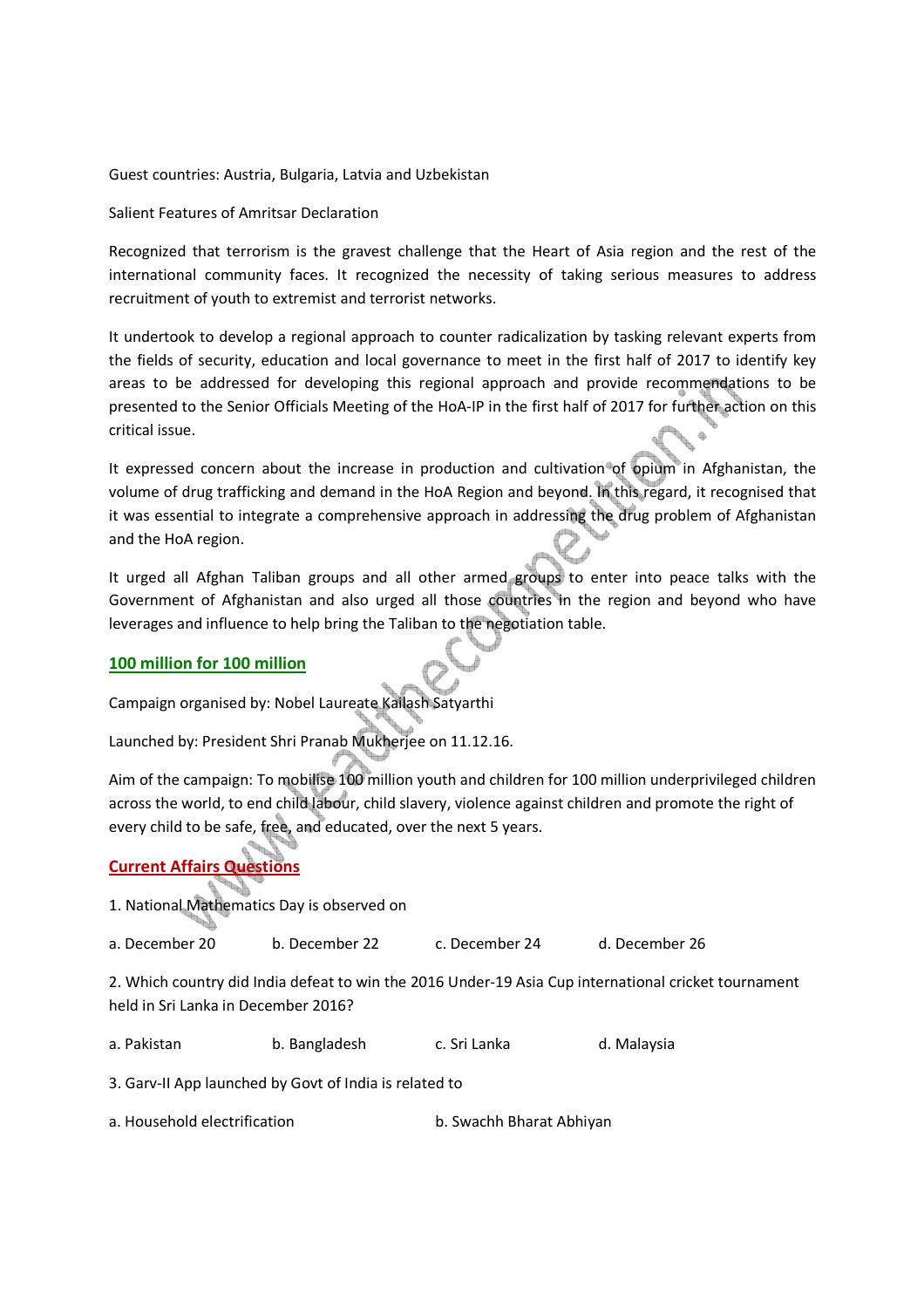Guest countries: Austria, Bulgaria, Latvia and Uzbekistan

Salient Features of Amritsar Declaration

Recognized that terrorism is the gravest challenge that the Heart of Asia region and the rest of the international community faces. It recognized the necessity of taking serious measures to address recruitment of youth to extremist and terrorist networks.

It undertook to develop a regional approach to counter radicalization by tasking relevant experts from the fields of security, education and local governance to meet in the first half of 2017 to identify key areas to be addressed for developing this regional approach and provide recommendations to be presented to the Senior Officials Meeting of the HoA-IP in the first half of 2017 for further action on this critical issue.

It expressed concern about the increase in production and cultivation of opium in Afghanistan, the volume of drug trafficking and demand in the HoA Region and beyond. In this regard, it recognised that it was essential to integrate a comprehensive approach in addressing the drug problem of Afghanistan and the HoA region.

It urged all Afghan Taliban groups and all other armed groups to enter into peace talks with the Government of Afghanistan and also urged all those countries in the region and beyond who have leverages and influence to help bring the Taliban to the negotiation table.

## 100 million for 100 million

Campaign organised by: Nobel Laureate Kailash Satyarthi

Launched by: President Shri Pranab Mukherjee on 11.12.16.

Aim of the campaign: To mobilise 100 million youth and children for 100 million underprivileged children across the world, to end child labour, child slavery, violence against children and promote the right of every child to be safe, free, and educated, over the next 5 years.

## Current Affairs Questions

1. National Mathematics Day is observed on

a. December 20 b. December 22 c. December 24 d. December 26

2. Which country did India defeat to win the 2016 Under-19 Asia Cup international cricket tournament held in Sri Lanka in December 2016?

a. Pakistan b. Bangladesh c. Sri Lanka d. Malaysia

3. Garv-II App launched by Govt of India is related to

a. Household electrification b. Swachh Bharat Abhiyan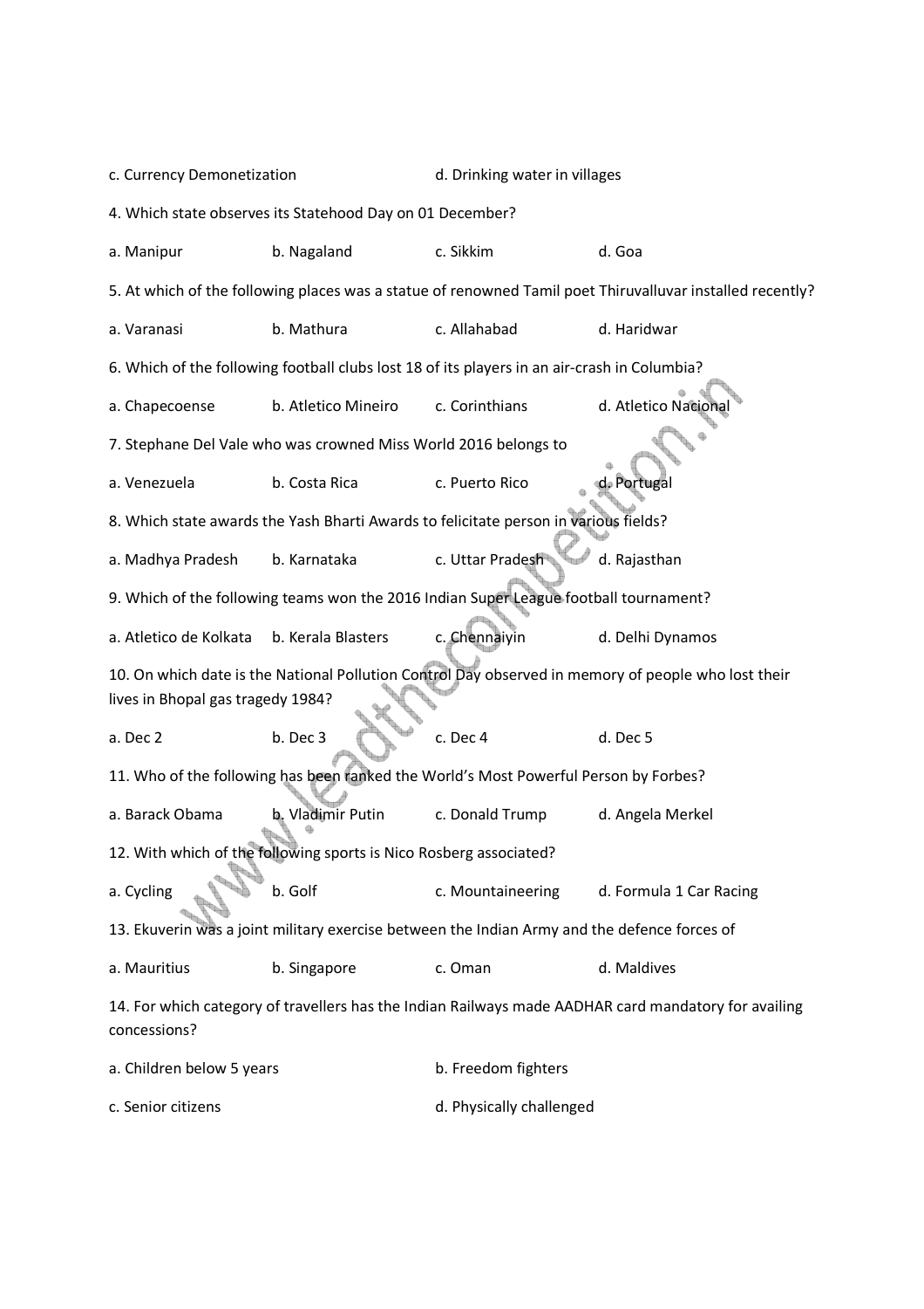c. Currency Demonetization d. Drinking water in villages

4. Which state observes its Statehood Day on 01 December?

a. Manipur b. Nagaland c. Sikkim d. Goa

5. At which of the following places was a statue of renowned Tamil poet Thiruvalluvar installed recently?

a. Varanasi b. Mathura c. Allahabad d. Haridwar

6. Which of the following football clubs lost 18 of its players in an air-crash in Columbia?

a. Chapecoense b. Atletico Mineiro c. Corinthians d. Atletico Nacional

7. Stephane Del Vale who was crowned Miss World 2016 belongs to

a. Venezuela b. Costa Rica c. Puerto Rico d. Portugal

8. Which state awards the Yash Bharti Awards to felicitate person in various fields?

a. Madhya Pradesh b. Karnataka c. Uttar Pradesh d. Rajasthan

9. Which of the following teams won the 2016 Indian Super League football tournament?

a. Atletico de Kolkata b. Kerala Blasters c. Chennaiyin d. Delhi Dynamos

10. On which date is the National Pollution Control Day observed in memory of people who lost their lives in Bhopal gas tragedy 1984?

a. Dec 2 b. Dec 3 c. Dec 4 d. Dec 5

11. Who of the following has been ranked the World's Most Powerful Person by Forbes?

a. Barack Obama b. Vladimir Putin c. Donald Trump d. Angela Merkel

12. With which of the following sports is Nico Rosberg associated?

a. Cycling b. Golf c. Mountaineering d. Formula 1 Car Racing

13. Ekuverin was a joint military exercise between the Indian Army and the defence forces of

a. Mauritius b. Singapore c. Oman d. Maldives

14. For which category of travellers has the Indian Railways made AADHAR card mandatory for availing concessions?

a. Children below 5 years b. Freedom fighters

c. Senior citizens d. Physically challenged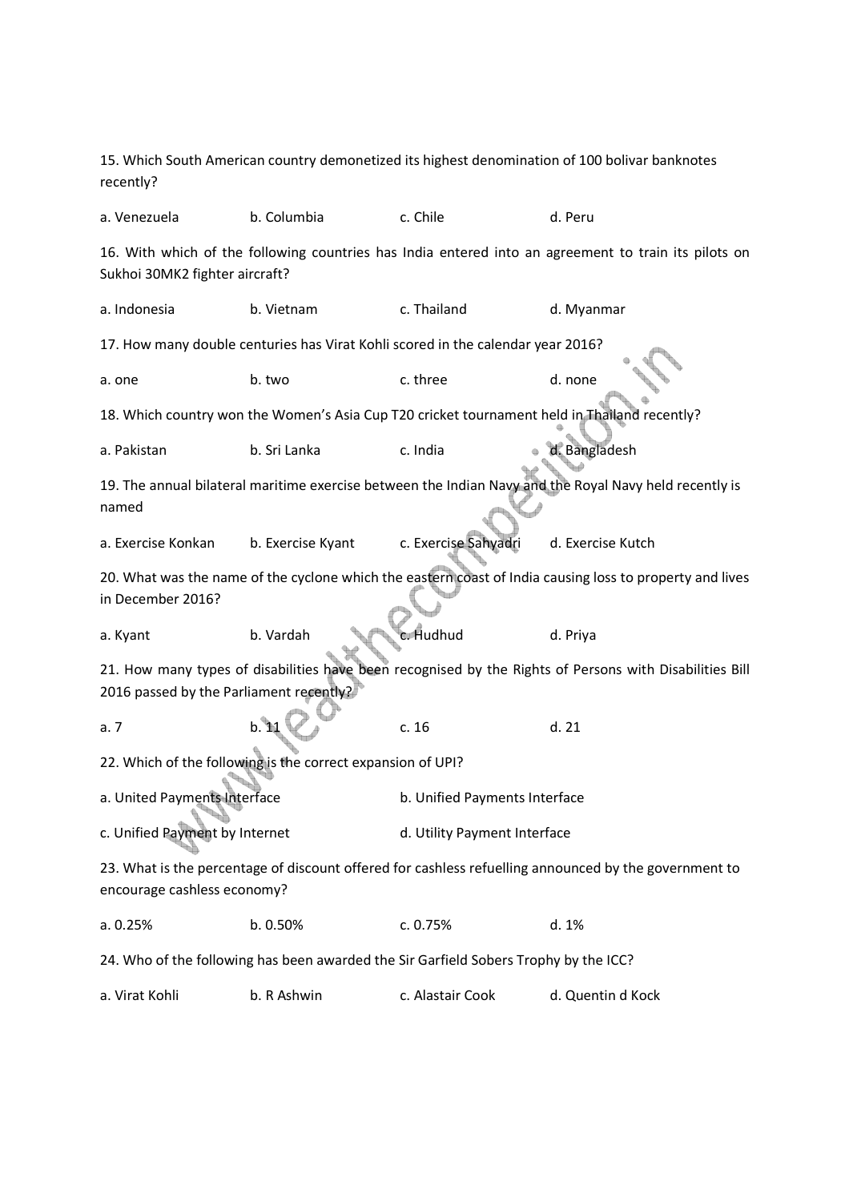15. Which South American country demonetized its highest denomination of 100 bolivar banknotes recently?

a. Venezuela b. Columbia c. Chile d. Peru

16. With which of the following countries has India entered into an agreement to train its pilots on Sukhoi 30MK2 fighter aircraft?

a. Indonesia b. Vietnam c. Thailand d. Myanmar

17. How many double centuries has Virat Kohli scored in the calendar year 2016?

a. one b. two c. three d. none

18. Which country won the Women's Asia Cup T20 cricket tournament held in Thailand recently?

a. Pakistan b. Sri Lanka c. India d. Bangladesh

19. The annual bilateral maritime exercise between the Indian Navy and the Royal Navy held recently is named

a. Exercise Konkan b. Exercise Kyant c. Exercise Sahyadri d. Exercise Kutch

20. What was the name of the cyclone which the eastern coast of India causing loss to property and lives in December 2016?

a. Kyant b. Vardah c. Hudhud d. Priya

21. How many types of disabilities have been recognised by the Rights of Persons with Disabilities Bill 2016 passed by the Parliament recently?

a. 7 b. 11 c. 16 d. 21

22. Which of the following is the correct expansion of UPI?

a. United Payments Interface b. Unified Payments Interface

c. Unified Payment by Internet d. Utility Payment Interface

23. What is the percentage of discount offered for cashless refuelling announced by the government to encourage cashless economy?

a. 0.25% b. 0.50% c. 0.75% d. 1%

24. Who of the following has been awarded the Sir Garfield Sobers Trophy by the ICC?

a. Virat Kohli b. R Ashwin c. Alastair Cook d. Quentin d Kock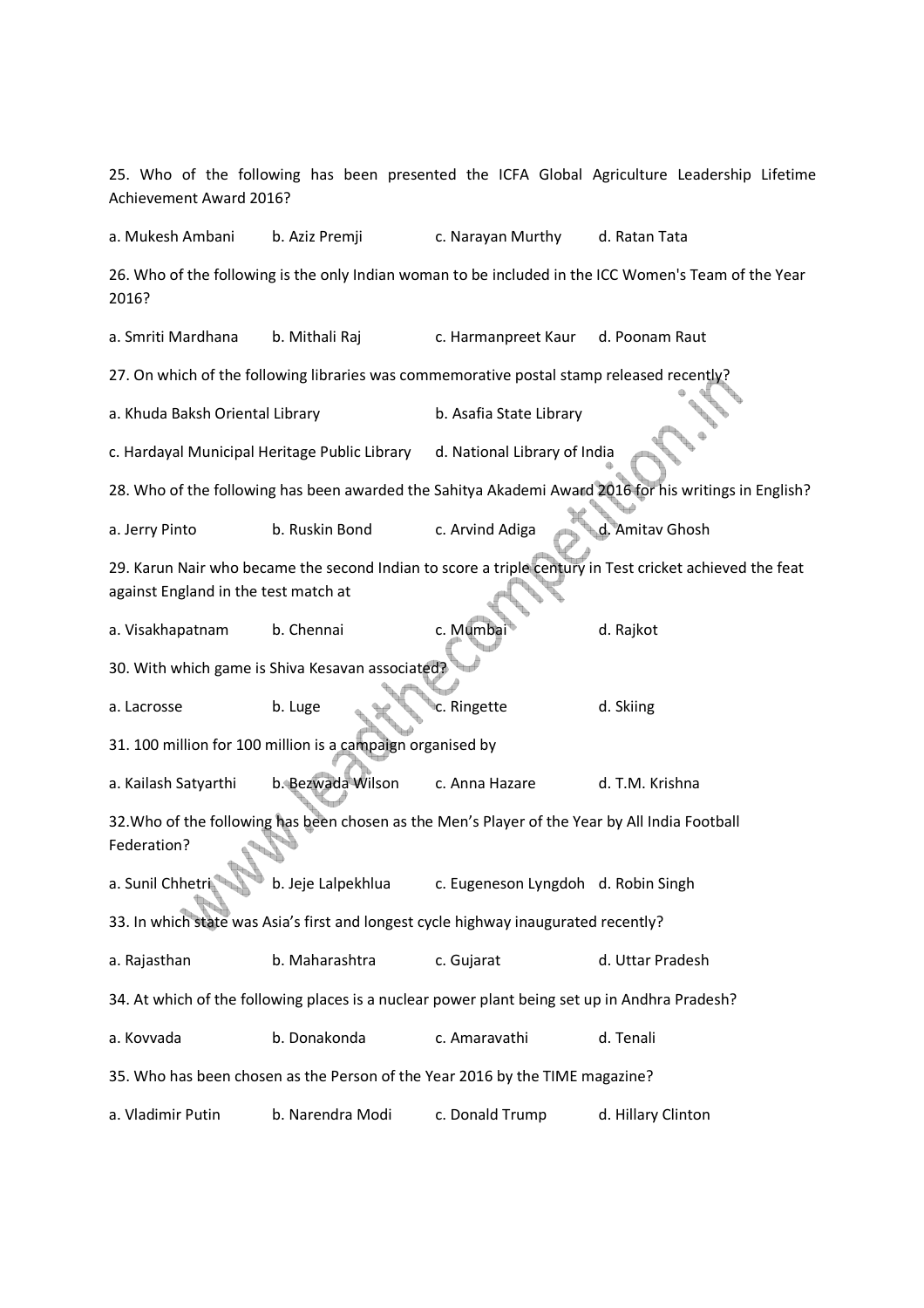25. Who of the following has been presented the ICFA Global Agriculture Leadership Lifetime Achievement Award 2016?

a. Mukesh Ambani b. Aziz Premji c. Narayan Murthy d. Ratan Tata

26. Who of the following is the only Indian woman to be included in the ICC Women's Team of the Year 2016?

a. Smriti Mardhana b. Mithali Raj c. Harmanpreet Kaur d. Poonam Raut

27. On which of the following libraries was commemorative postal stamp released recently?

a. Khuda Baksh Oriental Library b. Asafia State Library

c. Hardayal Municipal Heritage Public Library d. National Library of India

28. Who of the following has been awarded the Sahitya Akademi Award 2016 for his writings in English?

a. Jerry Pinto b. Ruskin Bond c. Arvind Adiga d. Amitav Ghosh

29. Karun Nair who became the second Indian to score a triple century in Test cricket achieved the feat against England in the test match at

a. Visakhapatnam b. Chennai c. Mumbai d. Rajkot

30. With which game is Shiva Kesavan associated?

a. Lacrosse b. Luge c. Ringette d. Skiing

31. 100 million for 100 million is a campaign organised by

a. Kailash Satyarthi b. Bezwada Wilson c. Anna Hazare d. T.M. Krishna

32.Who of the following has been chosen as the Men's Player of the Year by All India Football Federation?

a. Sunil Chhetri b. Jeje Lalpekhlua c. Eugeneson Lyngdoh d. Robin Singh

33. In which state was Asia's first and longest cycle highway inaugurated recently?

a. Rajasthan b. Maharashtra c. Gujarat d. Uttar Pradesh

34. At which of the following places is a nuclear power plant being set up in Andhra Pradesh?

a. Kovvada b. Donakonda c. Amaravathi d. Tenali

35. Who has been chosen as the Person of the Year 2016 by the TIME magazine?

a. Vladimir Putin b. Narendra Modi c. Donald Trump d. Hillary Clinton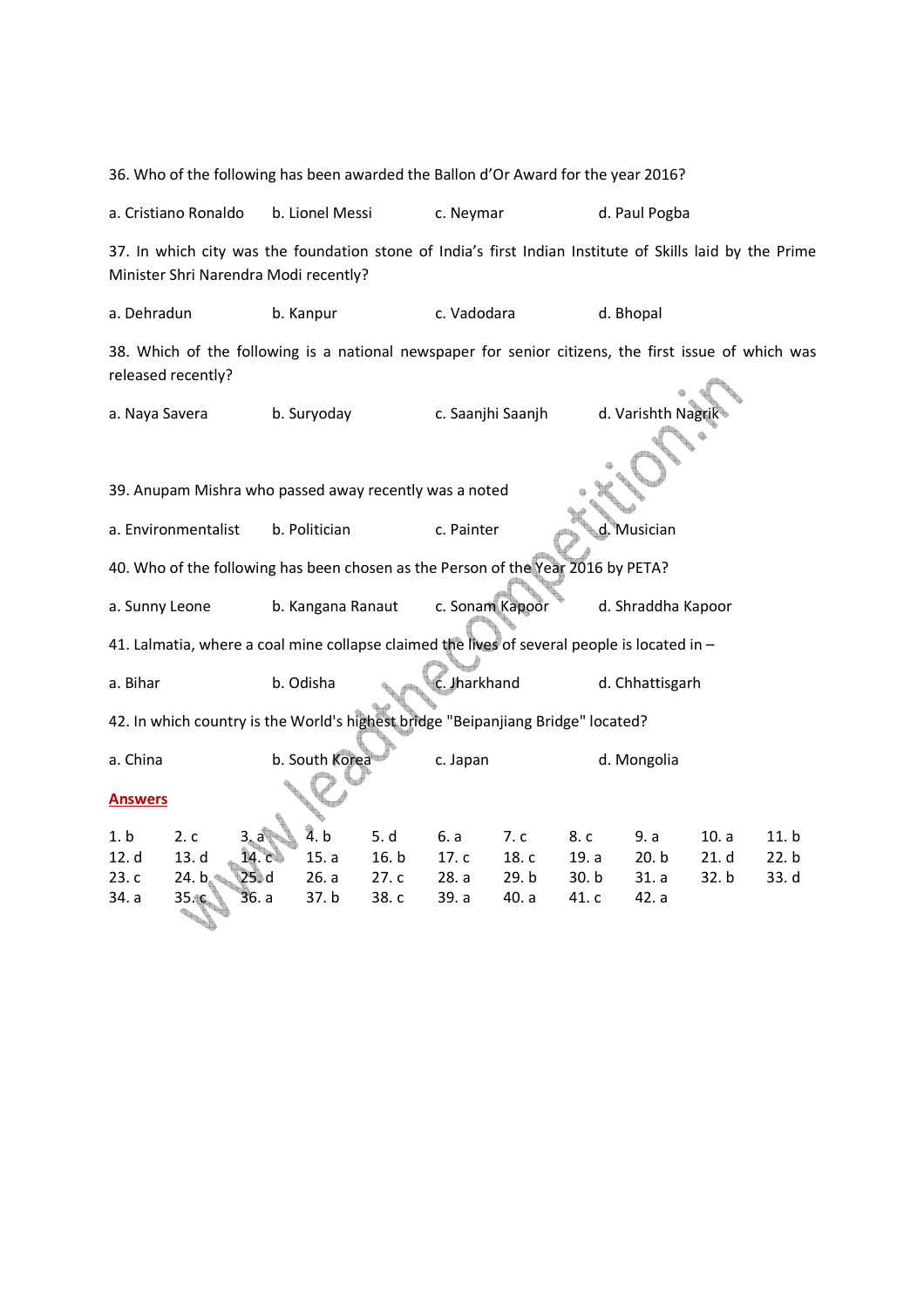36. Who of the following has been awarded the Ballon d'Or Award for the year 2016?

a. Cristiano Ronaldo b. Lionel Messi c. Neymar d. Paul Pogba

37. In which city was the foundation stone of India's first Indian Institute of Skills laid by the Prime Minister Shri Narendra Modi recently?

a. Dehradun b. Kanpur c. Vadodara d. Bhopal

38. Which of the following is a national newspaper for senior citizens, the first issue of which was released recently?

a. Naya Savera b. Suryoday c. Saanjhi Saanjh d. Varishth Nagrik

39. Anupam Mishra who passed away recently was a noted

a. Environmentalist b. Politician c. Painter d. Musician

40. Who of the following has been chosen as the Person of the Year 2016 by PETA?

a. Sunny Leone b. Kangana Ranaut c. Sonam Kapoor d. Shraddha Kapoor

41. Lalmatia, where a coal mine collapse claimed the lives of several people is located in –

a. Bihar b. Odisha c. Jharkhand d. Chhattisgarh

42. In which country is the World's highest bridge "Beipanjiang Bridge" located?

a. China b. South Korea c. Japan d. Mongolia

**Answers**

| | | | | | | | | | | |
|---|---|---|---|---|---|---|---|---|---|---|
| 1. b | 2. c | 3. a | 4. b | 5. d | 6. a | 7. c | 8. c | 9. a | 10. a | 11. b |
| 12. d | 13. d | 14. c | 15. a | 16. b | 17. c | 18. c | 19. a | 20. b | 21. d | 22. b |
| 23. c | 24. b | 25. d | 26. a | 27. c | 28. a | 29. b | 30. b | 31. a | 32. b | 33. d |
| 34. a | 35. c | 36. a | 37. b | 38. c | 39. a | 40. a | 41. c | 42. a | | |